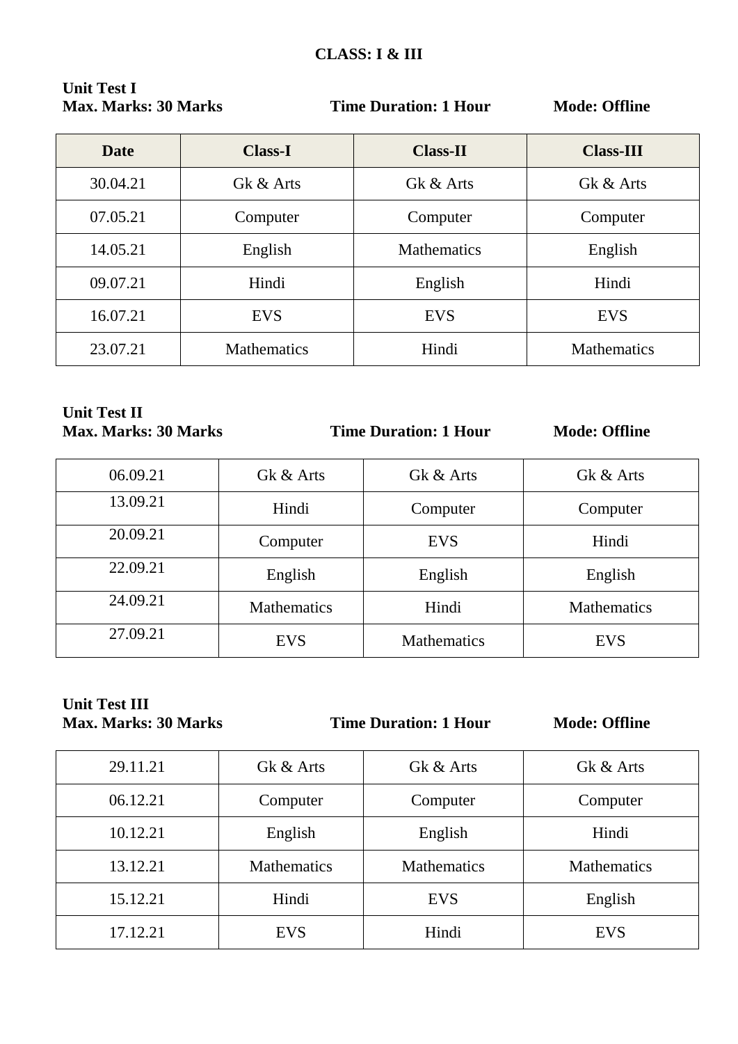**CLASS: I & III**

**Unit Test I**
**Max. Marks: 30 Marks** **Time Duration: 1 Hour** **Mode: Offline**

| Date | Class-I | Class-II | Class-III |
|---|---|---|---|
| 30.04.21 | Gk & Arts | Gk & Arts | Gk & Arts |
| 07.05.21 | Computer | Computer | Computer |
| 14.05.21 | English | Mathematics | English |
| 09.07.21 | Hindi | English | Hindi |
| 16.07.21 | EVS | EVS | EVS |
| 23.07.21 | Mathematics | Hindi | Mathematics |

**Unit Test II**
**Max. Marks: 30 Marks** **Time Duration: 1 Hour** **Mode: Offline**

| | | | |
|---|---|---|---|
| 06.09.21 | Gk & Arts | Gk & Arts | Gk & Arts |
| 13.09.21 | Hindi | Computer | Computer |
| 20.09.21 | Computer | EVS | Hindi |
| 22.09.21 | English | English | English |
| 24.09.21 | Mathematics | Hindi | Mathematics |
| 27.09.21 | EVS | Mathematics | EVS |

**Unit Test III**
**Max. Marks: 30 Marks** **Time Duration: 1 Hour** **Mode: Offline**

| | | | |
|---|---|---|---|
| 29.11.21 | Gk & Arts | Gk & Arts | Gk & Arts |
| 06.12.21 | Computer | Computer | Computer |
| 10.12.21 | English | English | Hindi |
| 13.12.21 | Mathematics | Mathematics | Mathematics |
| 15.12.21 | Hindi | EVS | English |
| 17.12.21 | EVS | Hindi | EVS |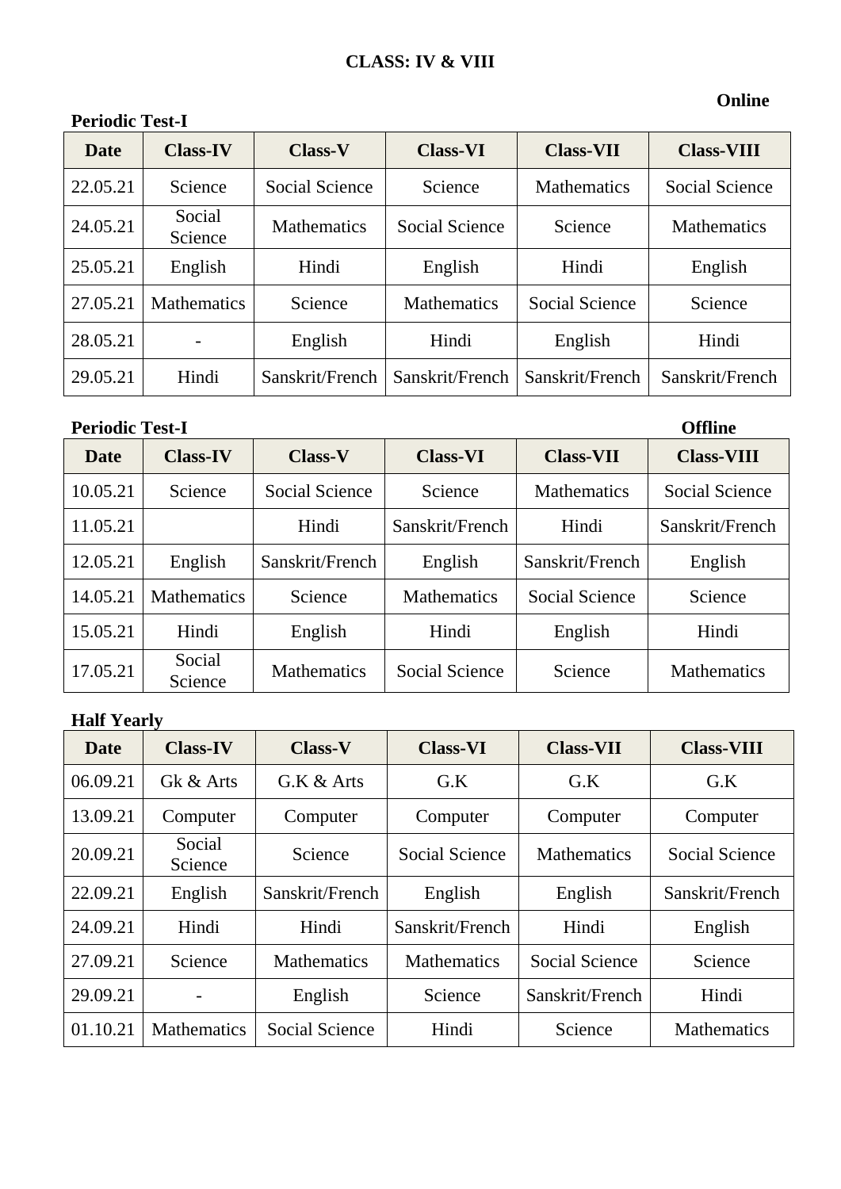## CLASS: IV & VIII

**Online**

**Periodic Test-I**

| Date | Class-IV | Class-V | Class-VI | Class-VII | Class-VIII |
|---|---|---|---|---|---|
| 22.05.21 | Science | Social Science | Science | Mathematics | Social Science |
| 24.05.21 | Social Science | Mathematics | Social Science | Science | Mathematics |
| 25.05.21 | English | Hindi | English | Hindi | English |
| 27.05.21 | Mathematics | Science | Mathematics | Social Science | Science |
| 28.05.21 | - | English | Hindi | English | Hindi |
| 29.05.21 | Hindi | Sanskrit/French | Sanskrit/French | Sanskrit/French | Sanskrit/French |

**Periodic Test-I** **Offline**

| Date | Class-IV | Class-V | Class-VI | Class-VII | Class-VIII |
|---|---|---|---|---|---|
| 10.05.21 | Science | Social Science | Science | Mathematics | Social Science |
| 11.05.21 | | Hindi | Sanskrit/French | Hindi | Sanskrit/French |
| 12.05.21 | English | Sanskrit/French | English | Sanskrit/French | English |
| 14.05.21 | Mathematics | Science | Mathematics | Social Science | Science |
| 15.05.21 | Hindi | English | Hindi | English | Hindi |
| 17.05.21 | Social Science | Mathematics | Social Science | Science | Mathematics |

**Half Yearly**

| Date | Class-IV | Class-V | Class-VI | Class-VII | Class-VIII |
|---|---|---|---|---|---|
| 06.09.21 | Gk & Arts | G.K & Arts | G.K | G.K | G.K |
| 13.09.21 | Computer | Computer | Computer | Computer | Computer |
| 20.09.21 | Social Science | Science | Social Science | Mathematics | Social Science |
| 22.09.21 | English | Sanskrit/French | English | English | Sanskrit/French |
| 24.09.21 | Hindi | Hindi | Sanskrit/French | Hindi | English |
| 27.09.21 | Science | Mathematics | Mathematics | Social Science | Science |
| 29.09.21 | - | English | Science | Sanskrit/French | Hindi |
| 01.10.21 | Mathematics | Social Science | Hindi | Science | Mathematics |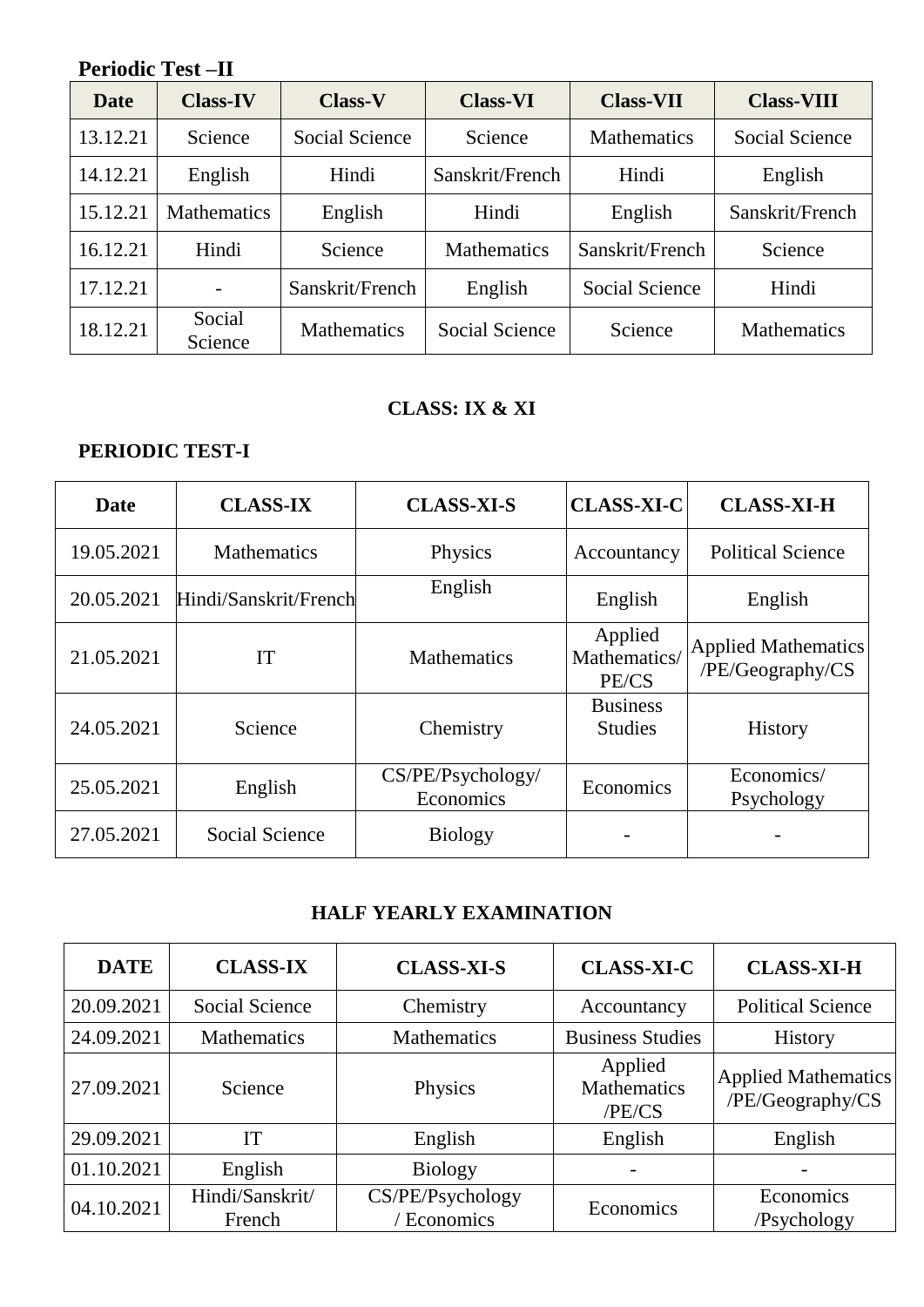**Periodic Test –II**

| Date | Class-IV | Class-V | Class-VI | Class-VII | Class-VIII |
|---|---|---|---|---|---|
| 13.12.21 | Science | Social Science | Science | Mathematics | Social Science |
| 14.12.21 | English | Hindi | Sanskrit/French | Hindi | English |
| 15.12.21 | Mathematics | English | Hindi | English | Sanskrit/French |
| 16.12.21 | Hindi | Science | Mathematics | Sanskrit/French | Science |
| 17.12.21 | - | Sanskrit/French | English | Social Science | Hindi |
| 18.12.21 | Social Science | Mathematics | Social Science | Science | Mathematics |

**CLASS: IX & XI**

**PERIODIC TEST-I**

| Date | CLASS-IX | CLASS-XI-S | CLASS-XI-C | CLASS-XI-H |
|---|---|---|---|---|
| 19.05.2021 | Mathematics | Physics | Accountancy | Political Science |
| 20.05.2021 | Hindi/Sanskrit/French | English | English | English |
| 21.05.2021 | IT | Mathematics | Applied Mathematics/ PE/CS | Applied Mathematics /PE/Geography/CS |
| 24.05.2021 | Science | Chemistry | Business Studies | History |
| 25.05.2021 | English | CS/PE/Psychology/ Economics | Economics | Economics/ Psychology |
| 27.05.2021 | Social Science | Biology | - | - |

**HALF YEARLY EXAMINATION**

| DATE | CLASS-IX | CLASS-XI-S | CLASS-XI-C | CLASS-XI-H |
|---|---|---|---|---|
| 20.09.2021 | Social Science | Chemistry | Accountancy | Political Science |
| 24.09.2021 | Mathematics | Mathematics | Business Studies | History |
| 27.09.2021 | Science | Physics | Applied Mathematics /PE/CS | Applied Mathematics /PE/Geography/CS |
| 29.09.2021 | IT | English | English | English |
| 01.10.2021 | English | Biology | - | - |
| 04.10.2021 | Hindi/Sanskrit/ French | CS/PE/Psychology / Economics | Economics | Economics /Psychology |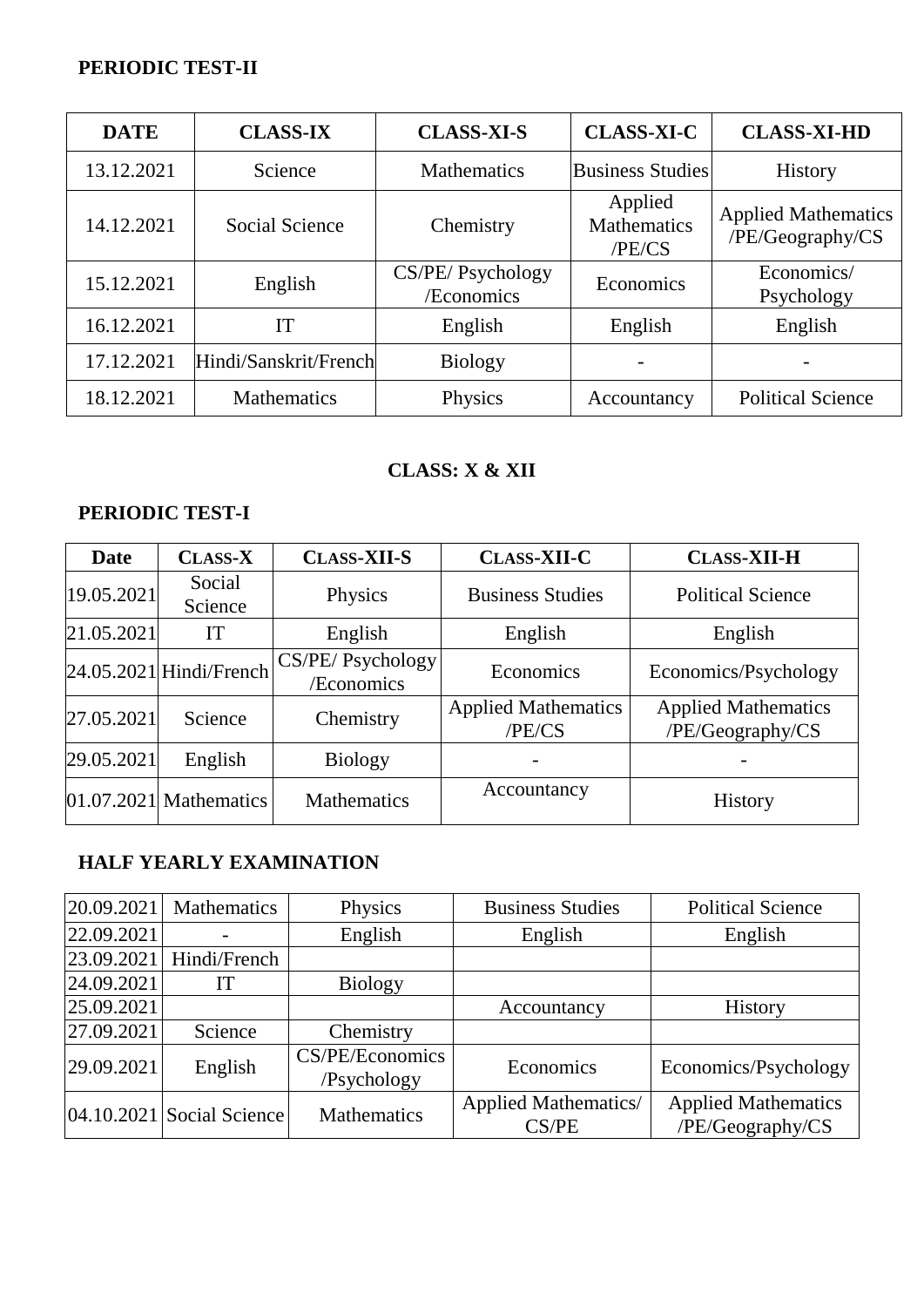**PERIODIC TEST-II**

| DATE | CLASS-IX | CLASS-XI-S | CLASS-XI-C | CLASS-XI-HD |
|---|---|---|---|---|
| 13.12.2021 | Science | Mathematics | Business Studies | History |
| 14.12.2021 | Social Science | Chemistry | Applied Mathematics /PE/CS | Applied Mathematics /PE/Geography/CS |
| 15.12.2021 | English | CS/PE/ Psychology /Economics | Economics | Economics/ Psychology |
| 16.12.2021 | IT | English | English | English |
| 17.12.2021 | Hindi/Sanskrit/French | Biology | - | - |
| 18.12.2021 | Mathematics | Physics | Accountancy | Political Science |

**CLASS: X & XII**

**PERIODIC TEST-I**

| Date | CLASS-X | CLASS-XII-S | CLASS-XII-C | CLASS-XII-H |
|---|---|---|---|---|
| 19.05.2021 | Social Science | Physics | Business Studies | Political Science |
| 21.05.2021 | IT | English | English | English |
| 24.05.2021 | Hindi/French | CS/PE/ Psychology /Economics | Economics | Economics/Psychology |
| 27.05.2021 | Science | Chemistry | Applied Mathematics /PE/CS | Applied Mathematics /PE/Geography/CS |
| 29.05.2021 | English | Biology | - | - |
| 01.07.2021 | Mathematics | Mathematics | Accountancy | History |

**HALF YEARLY EXAMINATION**

| | | | | |
|---|---|---|---|---|
| 20.09.2021 | Mathematics | Physics | Business Studies | Political Science |
| 22.09.2021 | - | English | English | English |
| 23.09.2021 | Hindi/French | | | |
| 24.09.2021 | IT | Biology | | |
| 25.09.2021 | | | Accountancy | History |
| 27.09.2021 | Science | Chemistry | | |
| 29.09.2021 | English | CS/PE/Economics /Psychology | Economics | Economics/Psychology |
| 04.10.2021 | Social Science | Mathematics | Applied Mathematics/ CS/PE | Applied Mathematics /PE/Geography/CS |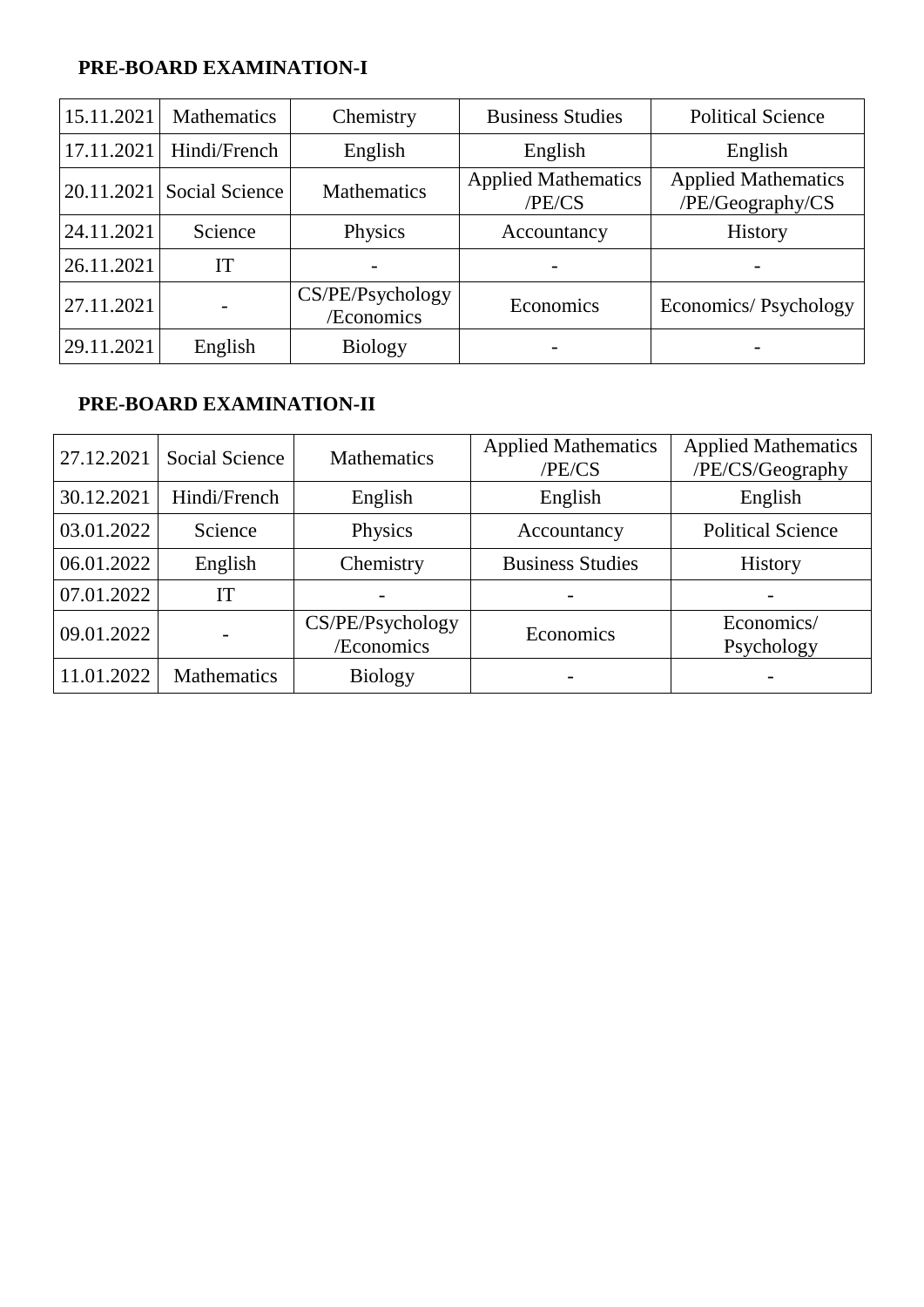**PRE-BOARD EXAMINATION-I**

| | | | | |
|---|---|---|---|---|
| 15.11.2021 | Mathematics | Chemistry | Business Studies | Political Science |
| 17.11.2021 | Hindi/French | English | English | English |
| 20.11.2021 | Social Science | Mathematics | Applied Mathematics /PE/CS | Applied Mathematics /PE/Geography/CS |
| 24.11.2021 | Science | Physics | Accountancy | History |
| 26.11.2021 | IT | - | - | - |
| 27.11.2021 | - | CS/PE/Psychology /Economics | Economics | Economics/ Psychology |
| 29.11.2021 | English | Biology | - | - |

**PRE-BOARD EXAMINATION-II**

| | | | | |
|---|---|---|---|---|
| 27.12.2021 | Social Science | Mathematics | Applied Mathematics /PE/CS | Applied Mathematics /PE/CS/Geography |
| 30.12.2021 | Hindi/French | English | English | English |
| 03.01.2022 | Science | Physics | Accountancy | Political Science |
| 06.01.2022 | English | Chemistry | Business Studies | History |
| 07.01.2022 | IT | - | - | - |
| 09.01.2022 | - | CS/PE/Psychology /Economics | Economics | Economics/ Psychology |
| 11.01.2022 | Mathematics | Biology | - | - |